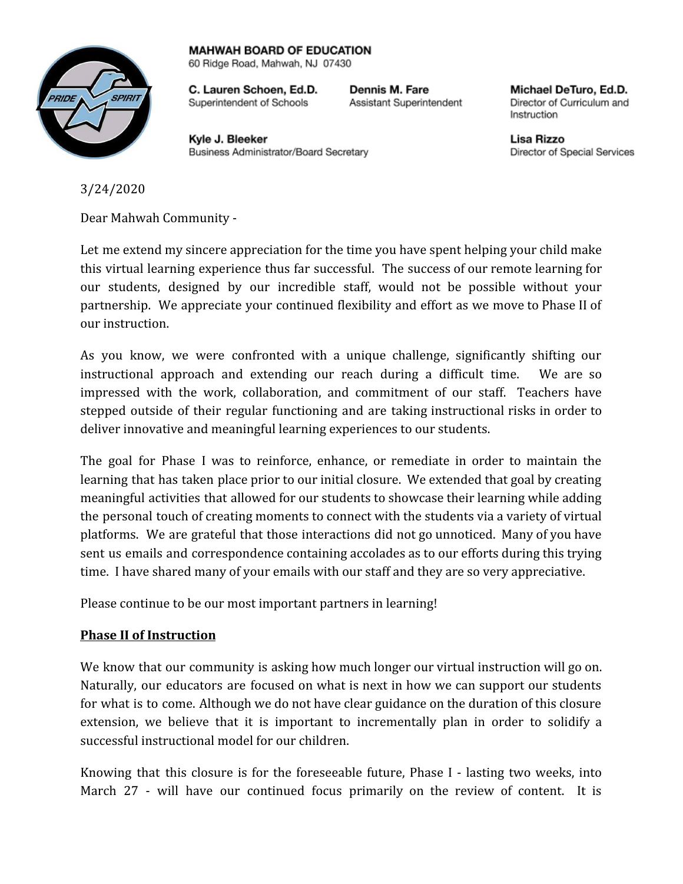**MAHWAH BOARD OF EDUCATION**
60 Ridge Road, Mahwah, NJ 07430

**C. Lauren Schoen, Ed.D.**
Superintendent of Schools

**Dennis M. Fare**
Assistant Superintendent

**Michael DeTuro, Ed.D.**
Director of Curriculum and Instruction

**Kyle J. Bleeker**
Business Administrator/Board Secretary

**Lisa Rizzo**
Director of Special Services

3/24/2020

Dear Mahwah Community -

Let me extend my sincere appreciation for the time you have spent helping your child make this virtual learning experience thus far successful. The success of our remote learning for our students, designed by our incredible staff, would not be possible without your partnership. We appreciate your continued flexibility and effort as we move to Phase II of our instruction.

As you know, we were confronted with a unique challenge, significantly shifting our instructional approach and extending our reach during a difficult time. We are so impressed with the work, collaboration, and commitment of our staff. Teachers have stepped outside of their regular functioning and are taking instructional risks in order to deliver innovative and meaningful learning experiences to our students.

The goal for Phase I was to reinforce, enhance, or remediate in order to maintain the learning that has taken place prior to our initial closure. We extended that goal by creating meaningful activities that allowed for our students to showcase their learning while adding the personal touch of creating moments to connect with the students via a variety of virtual platforms. We are grateful that those interactions did not go unnoticed. Many of you have sent us emails and correspondence containing accolades as to our efforts during this trying time. I have shared many of your emails with our staff and they are so very appreciative.

Please continue to be our most important partners in learning!

**<u>Phase II of Instruction</u>**

We know that our community is asking how much longer our virtual instruction will go on. Naturally, our educators are focused on what is next in how we can support our students for what is to come. Although we do not have clear guidance on the duration of this closure extension, we believe that it is important to incrementally plan in order to solidify a successful instructional model for our children.

Knowing that this closure is for the foreseeable future, Phase I - lasting two weeks, into March 27 - will have our continued focus primarily on the review of content. It is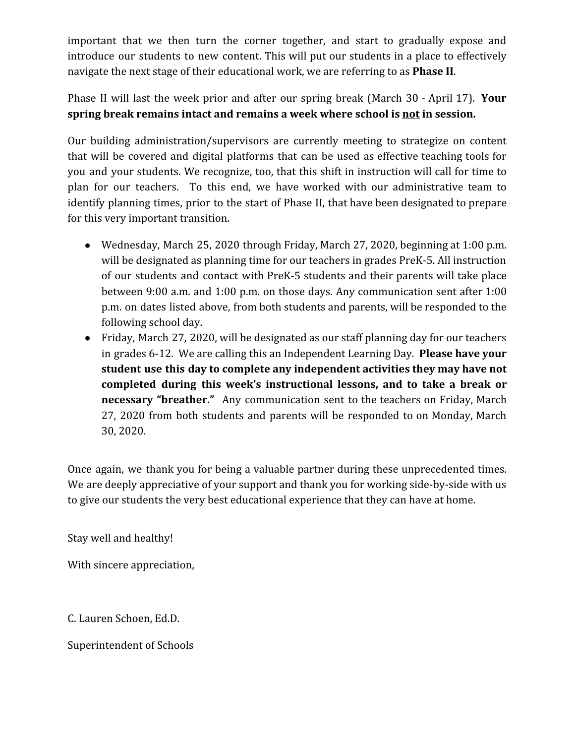important that we then turn the corner together, and start to gradually expose and introduce our students to new content. This will put our students in a place to effectively navigate the next stage of their educational work, we are referring to as **Phase II**.

Phase II will last the week prior and after our spring break (March 30 - April 17). **Your spring break remains intact and remains a week where school is <u>not</u> in session.**

Our building administration/supervisors are currently meeting to strategize on content that will be covered and digital platforms that can be used as effective teaching tools for you and your students. We recognize, too, that this shift in instruction will call for time to plan for our teachers. To this end, we have worked with our administrative team to identify planning times, prior to the start of Phase II, that have been designated to prepare for this very important transition.

- Wednesday, March 25, 2020 through Friday, March 27, 2020, beginning at 1:00 p.m. will be designated as planning time for our teachers in grades PreK-5. All instruction of our students and contact with PreK-5 students and their parents will take place between 9:00 a.m. and 1:00 p.m. on those days. Any communication sent after 1:00 p.m. on dates listed above, from both students and parents, will be responded to the following school day.
- Friday, March 27, 2020, will be designated as our staff planning day for our teachers in grades 6-12. We are calling this an Independent Learning Day. **Please have your student use this day to complete any independent activities they may have not completed during this week's instructional lessons, and to take a break or necessary "breather."** Any communication sent to the teachers on Friday, March 27, 2020 from both students and parents will be responded to on Monday, March 30, 2020.

Once again, we thank you for being a valuable partner during these unprecedented times. We are deeply appreciative of your support and thank you for working side-by-side with us to give our students the very best educational experience that they can have at home.

Stay well and healthy!

With sincere appreciation,

C. Lauren Schoen, Ed.D.

Superintendent of Schools